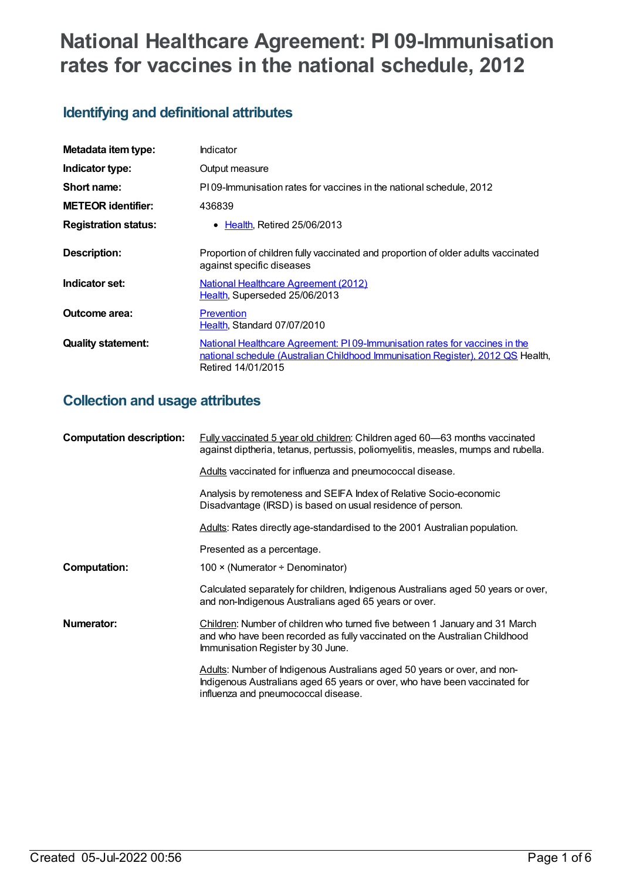# National Healthcare Agreement: PI 09-Immunisation rates for vaccines in the national schedule, 2012

## Identifying and definitional attributes

| | |
|---|---|
| **Metadata item type:** | Indicator |
| **Indicator type:** | Output measure |
| **Short name:** | PI 09-Immunisation rates for vaccines in the national schedule, 2012 |
| **METEOR identifier:** | 436839 |
| **Registration status:** | • Health, Retired 25/06/2013 |
| **Description:** | Proportion of children fully vaccinated and proportion of older adults vaccinated against specific diseases |
| **Indicator set:** | National Healthcare Agreement (2012) Health, Superseded 25/06/2013 |
| **Outcome area:** | Prevention Health, Standard 07/07/2010 |
| **Quality statement:** | National Healthcare Agreement: PI 09-Immunisation rates for vaccines in the national schedule (Australian Childhood Immunisation Register), 2012 QS Health, Retired 14/01/2015 |

## Collection and usage attributes

**Computation description:**

Fully vaccinated 5 year old children: Children aged 60—63 months vaccinated against diptheria, tetanus, pertussis, poliomyelitis, measles, mumps and rubella.

Adults vaccinated for influenza and pneumococcal disease.

Analysis by remoteness and SEIFA Index of Relative Socio-economic Disadvantage (IRSD) is based on usual residence of person.

Adults: Rates directly age-standardised to the 2001 Australian population.

Presented as a percentage.

**Computation:**

100 × (Numerator ÷ Denominator)

Calculated separately for children, Indigenous Australians aged 50 years or over, and non-Indigenous Australians aged 65 years or over.

**Numerator:**

Children: Number of children who turned five between 1 January and 31 March and who have been recorded as fully vaccinated on the Australian Childhood Immunisation Register by 30 June.

Adults: Number of Indigenous Australians aged 50 years or over, and non-Indigenous Australians aged 65 years or over, who have been vaccinated for influenza and pneumococcal disease.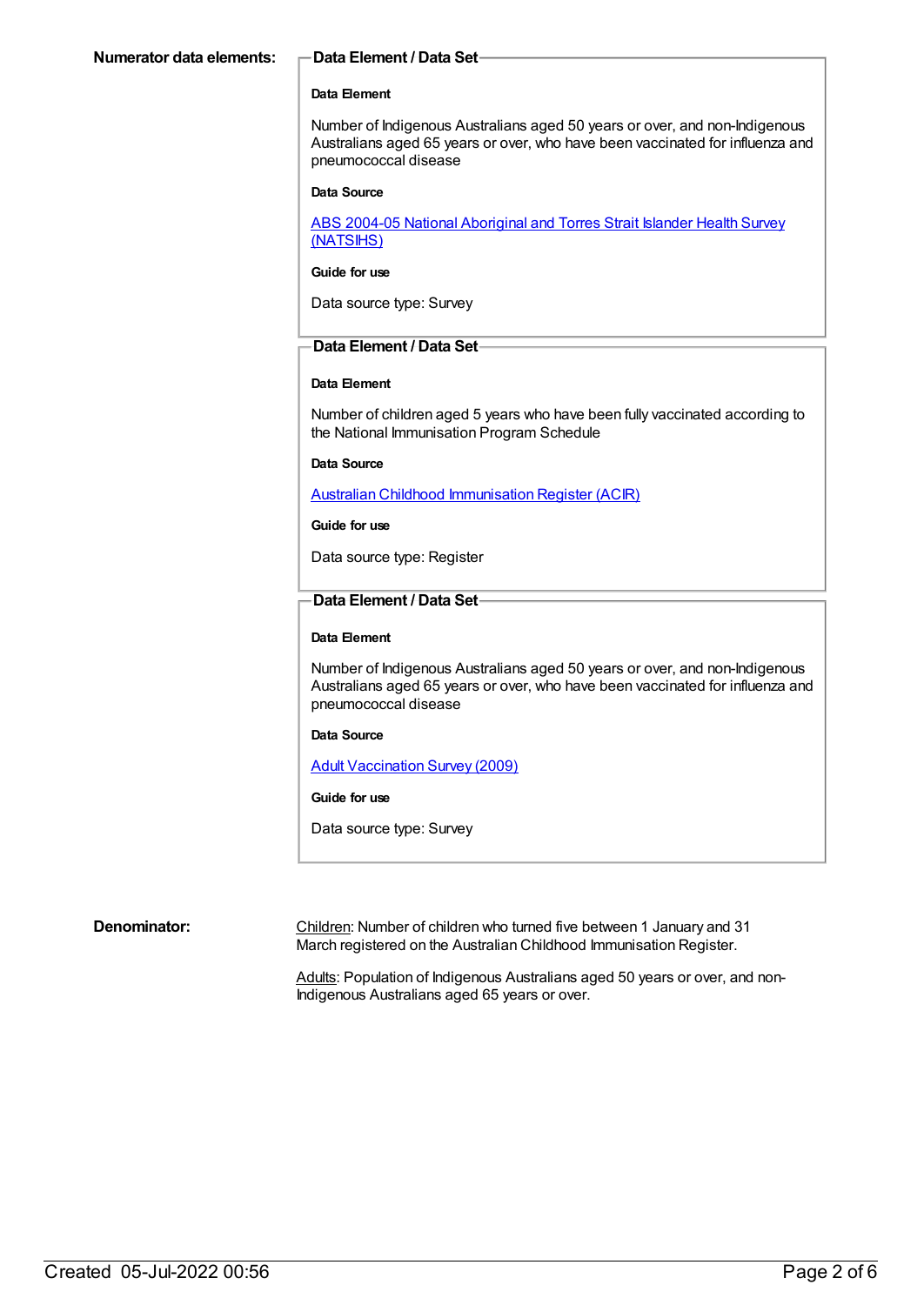**Numerator data elements:**

**Data Element / Data Set**

**Data Element**

Number of Indigenous Australians aged 50 years or over, and non-Indigenous Australians aged 65 years or over, who have been vaccinated for influenza and pneumococcal disease

**Data Source**

ABS 2004-05 National Aboriginal and Torres Strait Islander Health Survey (NATSIHS)

**Guide for use**

Data source type: Survey

**Data Element / Data Set**

**Data Element**

Number of children aged 5 years who have been fully vaccinated according to the National Immunisation Program Schedule

**Data Source**

Australian Childhood Immunisation Register (ACIR)

**Guide for use**

Data source type: Register

**Data Element / Data Set**

**Data Element**

Number of Indigenous Australians aged 50 years or over, and non-Indigenous Australians aged 65 years or over, who have been vaccinated for influenza and pneumococcal disease

**Data Source**

Adult Vaccination Survey (2009)

**Guide for use**

Data source type: Survey

**Denominator:**

Children: Number of children who turned five between 1 January and 31 March registered on the Australian Childhood Immunisation Register.

Adults: Population of Indigenous Australians aged 50 years or over, and non-Indigenous Australians aged 65 years or over.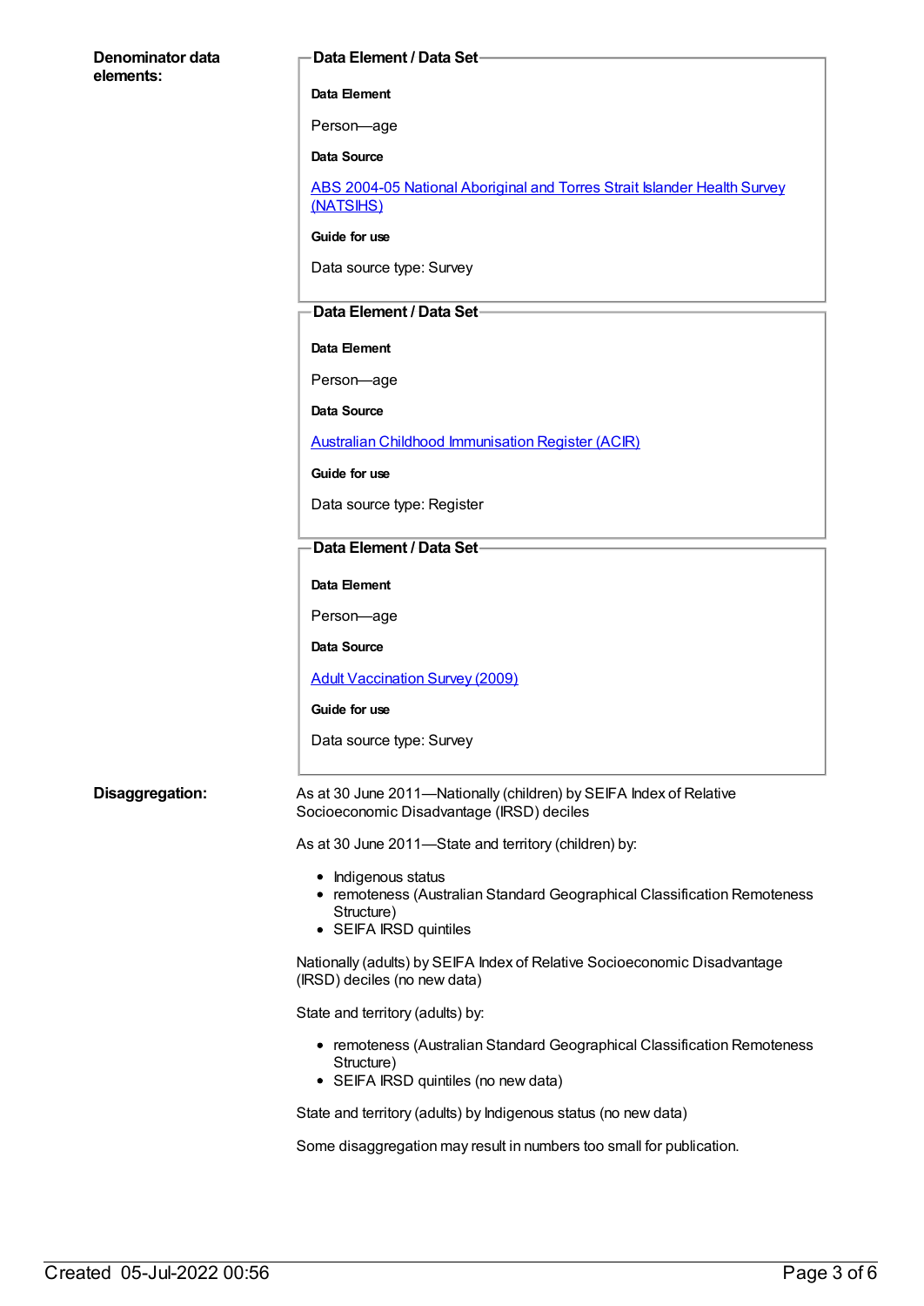**Denominator data elements:**

**Data Element / Data Set**

**Data Element**

Person—age

**Data Source**

[ABS 2004-05 National Aboriginal and Torres Strait Islander Health Survey (NATSIHS)]

**Guide for use**

Data source type: Survey

**Data Element / Data Set**

**Data Element**

Person—age

**Data Source**

[Australian Childhood Immunisation Register (ACIR)]

**Guide for use**

Data source type: Register

**Data Element / Data Set**

**Data Element**

Person—age

**Data Source**

[Adult Vaccination Survey (2009)]

**Guide for use**

Data source type: Survey

**Disaggregation:**

As at 30 June 2011—Nationally (children) by SEIFA Index of Relative Socioeconomic Disadvantage (IRSD) deciles

As at 30 June 2011—State and territory (children) by:

- Indigenous status
- remoteness (Australian Standard Geographical Classification Remoteness Structure)
- SEIFA IRSD quintiles

Nationally (adults) by SEIFA Index of Relative Socioeconomic Disadvantage (IRSD) deciles (no new data)

State and territory (adults) by:

- remoteness (Australian Standard Geographical Classification Remoteness Structure)
- SEIFA IRSD quintiles (no new data)

State and territory (adults) by Indigenous status (no new data)

Some disaggregation may result in numbers too small for publication.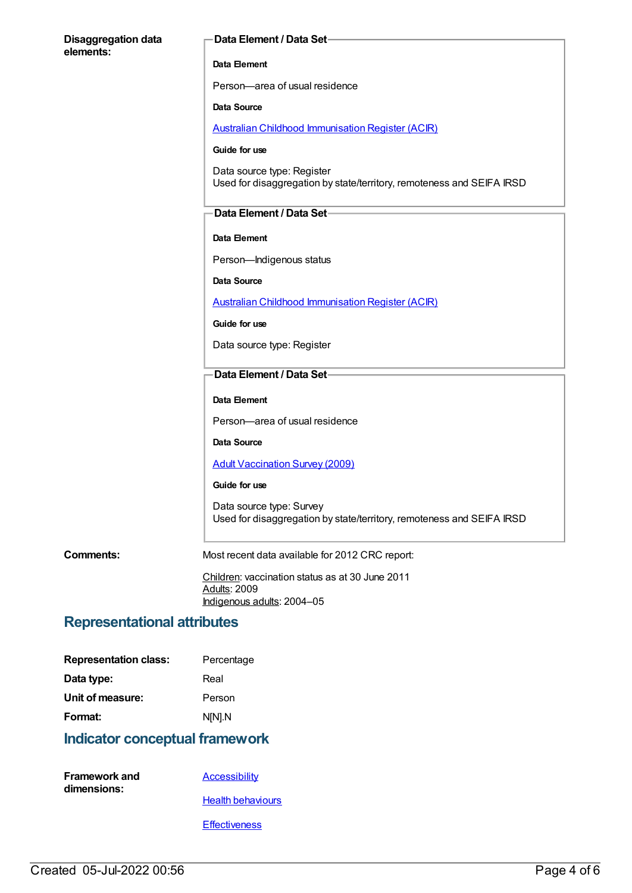**Disaggregation data elements:**

**Data Element / Data Set**

**Data Element**

Person—area of usual residence

**Data Source**

Australian Childhood Immunisation Register (ACIR)

**Guide for use**

Data source type: Register
Used for disaggregation by state/territory, remoteness and SEIFA IRSD

**Data Element / Data Set**

**Data Element**

Person—Indigenous status

**Data Source**

Australian Childhood Immunisation Register (ACIR)

**Guide for use**

Data source type: Register

**Data Element / Data Set**

**Data Element**

Person—area of usual residence

**Data Source**

Adult Vaccination Survey (2009)

**Guide for use**

Data source type: Survey
Used for disaggregation by state/territory, remoteness and SEIFA IRSD

**Comments:**

Most recent data available for 2012 CRC report:

Children: vaccination status as at 30 June 2011
Adults: 2009
Indigenous adults: 2004–05

## Representational attributes

**Representation class:** Percentage

**Data type:** Real

**Unit of measure:** Person

**Format:** N[N].N

## Indicator conceptual framework

**Framework and dimensions:**

Accessibility

Health behaviours

Effectiveness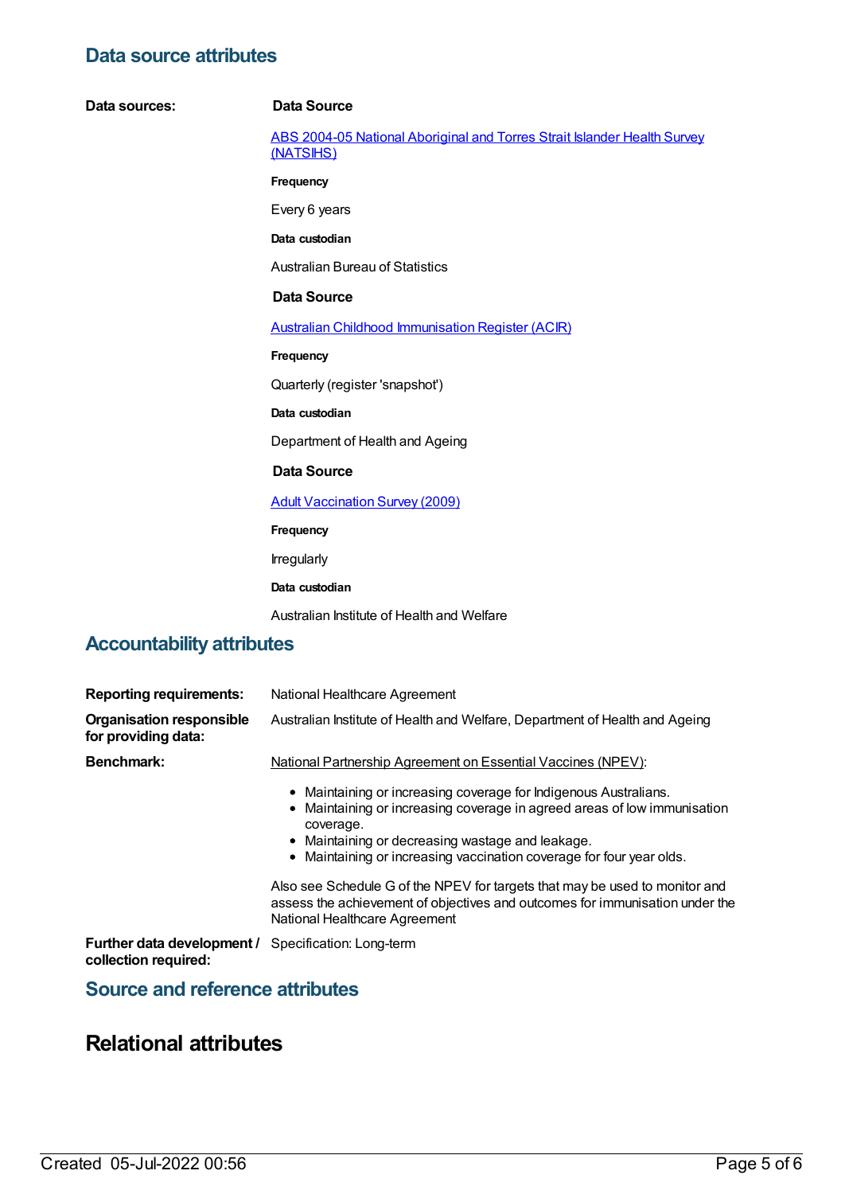## Data source attributes

**Data sources:**

**Data Source**

ABS 2004-05 National Aboriginal and Torres Strait Islander Health Survey (NATSIHS)

**Frequency**

Every 6 years

**Data custodian**

Australian Bureau of Statistics

**Data Source**

Australian Childhood Immunisation Register (ACIR)

**Frequency**

Quarterly (register 'snapshot')

**Data custodian**

Department of Health and Ageing

**Data Source**

Adult Vaccination Survey (2009)

**Frequency**

Irregularly

**Data custodian**

Australian Institute of Health and Welfare

## Accountability attributes

**Reporting requirements:** National Healthcare Agreement

**Organisation responsible for providing data:** Australian Institute of Health and Welfare, Department of Health and Ageing

**Benchmark:** National Partnership Agreement on Essential Vaccines (NPEV):

- Maintaining or increasing coverage for Indigenous Australians.
- Maintaining or increasing coverage in agreed areas of low immunisation coverage.
- Maintaining or decreasing wastage and leakage.
- Maintaining or increasing vaccination coverage for four year olds.

Also see Schedule G of the NPEV for targets that may be used to monitor and assess the achievement of objectives and outcomes for immunisation under the National Healthcare Agreement

**Further data development / collection required:** Specification: Long-term

## Source and reference attributes

# Relational attributes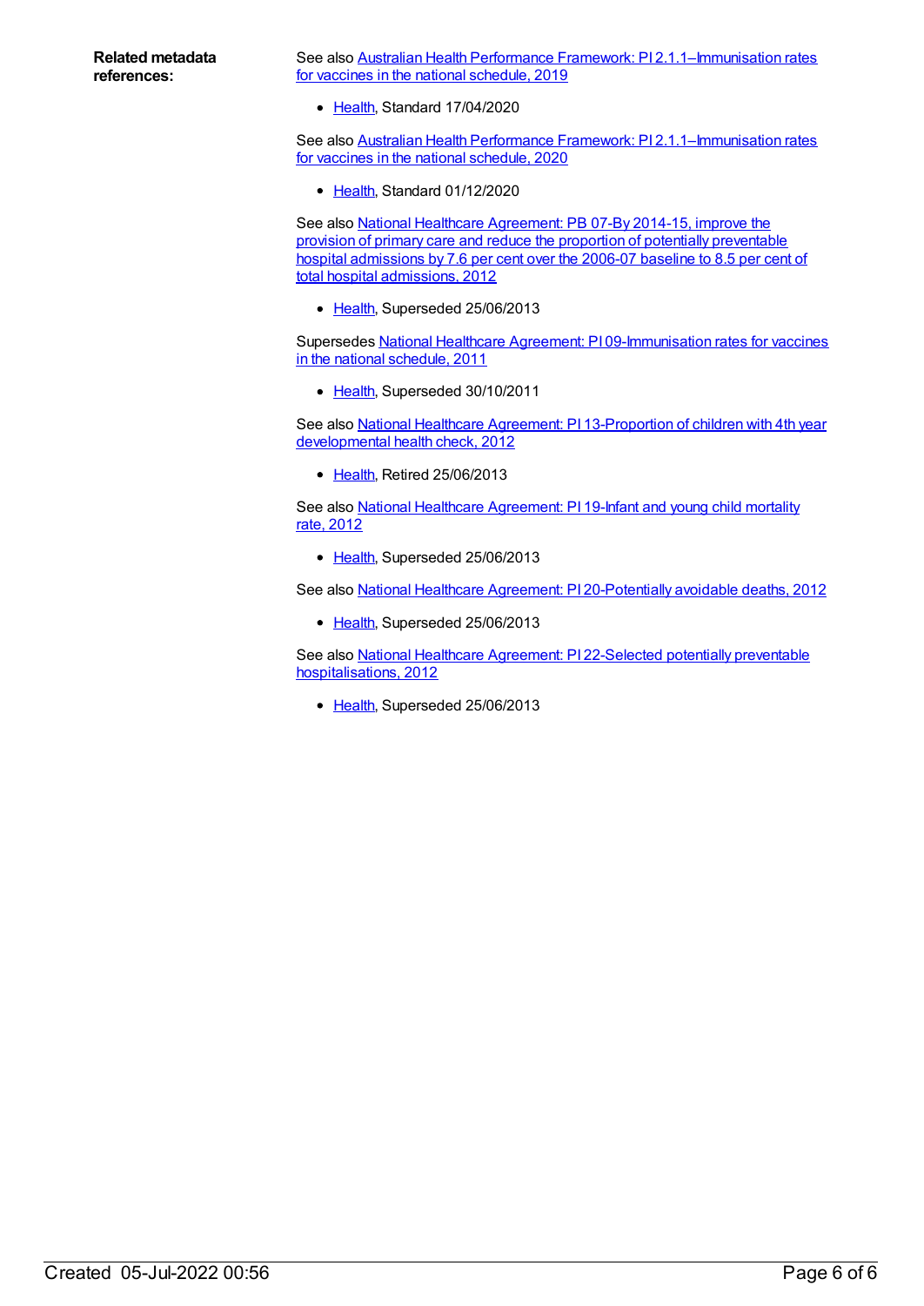**Related metadata references:**

See also Australian Health Performance Framework: PI 2.1.1–Immunisation rates for vaccines in the national schedule, 2019

- Health, Standard 17/04/2020

See also Australian Health Performance Framework: PI 2.1.1–Immunisation rates for vaccines in the national schedule, 2020

- Health, Standard 01/12/2020

See also National Healthcare Agreement: PB 07-By 2014-15, improve the provision of primary care and reduce the proportion of potentially preventable hospital admissions by 7.6 per cent over the 2006-07 baseline to 8.5 per cent of total hospital admissions, 2012

- Health, Superseded 25/06/2013

Supersedes National Healthcare Agreement: PI 09-Immunisation rates for vaccines in the national schedule, 2011

- Health, Superseded 30/10/2011

See also National Healthcare Agreement: PI 13-Proportion of children with 4th year developmental health check, 2012

- Health, Retired 25/06/2013

See also National Healthcare Agreement: PI 19-Infant and young child mortality rate, 2012

- Health, Superseded 25/06/2013

See also National Healthcare Agreement: PI 20-Potentially avoidable deaths, 2012

- Health, Superseded 25/06/2013

See also National Healthcare Agreement: PI 22-Selected potentially preventable hospitalisations, 2012

- Health, Superseded 25/06/2013